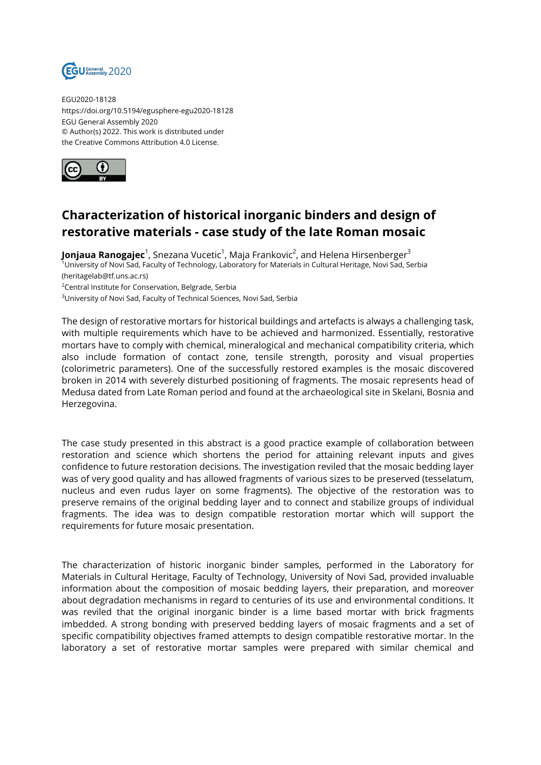EGU2020-18128
https://doi.org/10.5194/egusphere-egu2020-18128
EGU General Assembly 2020
© Author(s) 2022. This work is distributed under
the Creative Commons Attribution 4.0 License.

# Characterization of historical inorganic binders and design of restorative materials - case study of the late Roman mosaic

**Jonjaua Ranogajec**[1], Snezana Vucetic[1], Maja Frankovic[2], and Helena Hirsenberger[3]

[1]University of Novi Sad, Faculty of Technology, Laboratory for Materials in Cultural Heritage, Novi Sad, Serbia (heritagelab@tf.uns.ac.rs)

[2]Central Institute for Conservation, Belgrade, Serbia

[3]University of Novi Sad, Faculty of Technical Sciences, Novi Sad, Serbia

The design of restorative mortars for historical buildings and artefacts is always a challenging task, with multiple requirements which have to be achieved and harmonized. Essentially, restorative mortars have to comply with chemical, mineralogical and mechanical compatibility criteria, which also include formation of contact zone, tensile strength, porosity and visual properties (colorimetric parameters). One of the successfully restored examples is the mosaic discovered broken in 2014 with severely disturbed positioning of fragments. The mosaic represents head of Medusa dated from Late Roman period and found at the archaeological site in Skelani, Bosnia and Herzegovina.

The case study presented in this abstract is a good practice example of collaboration between restoration and science which shortens the period for attaining relevant inputs and gives confidence to future restoration decisions. The investigation reviled that the mosaic bedding layer was of very good quality and has allowed fragments of various sizes to be preserved (tesselatum, nucleus and even rudus layer on some fragments). The objective of the restoration was to preserve remains of the original bedding layer and to connect and stabilize groups of individual fragments. The idea was to design compatible restoration mortar which will support the requirements for future mosaic presentation.

The characterization of historic inorganic binder samples, performed in the Laboratory for Materials in Cultural Heritage, Faculty of Technology, University of Novi Sad, provided invaluable information about the composition of mosaic bedding layers, their preparation, and moreover about degradation mechanisms in regard to centuries of its use and environmental conditions. It was reviled that the original inorganic binder is a lime based mortar with brick fragments imbedded. A strong bonding with preserved bedding layers of mosaic fragments and a set of specific compatibility objectives framed attempts to design compatible restorative mortar. In the laboratory a set of restorative mortar samples were prepared with similar chemical and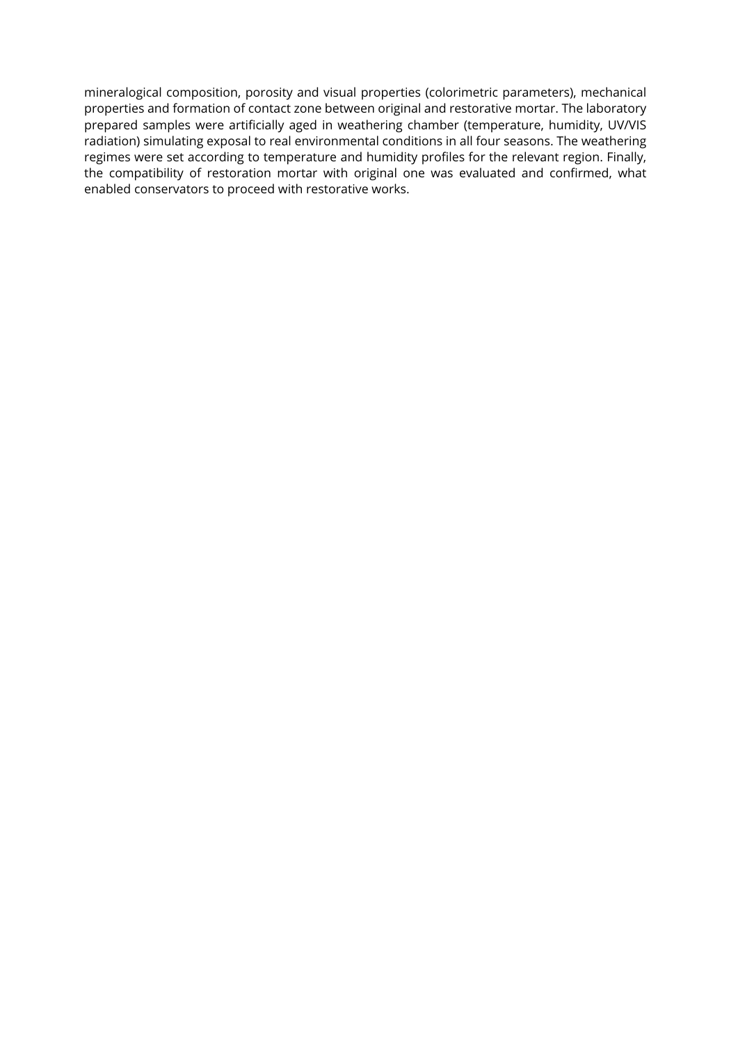mineralogical composition, porosity and visual properties (colorimetric parameters), mechanical properties and formation of contact zone between original and restorative mortar. The laboratory prepared samples were artificially aged in weathering chamber (temperature, humidity, UV/VIS radiation) simulating exposal to real environmental conditions in all four seasons. The weathering regimes were set according to temperature and humidity profiles for the relevant region. Finally, the compatibility of restoration mortar with original one was evaluated and confirmed, what enabled conservators to proceed with restorative works.